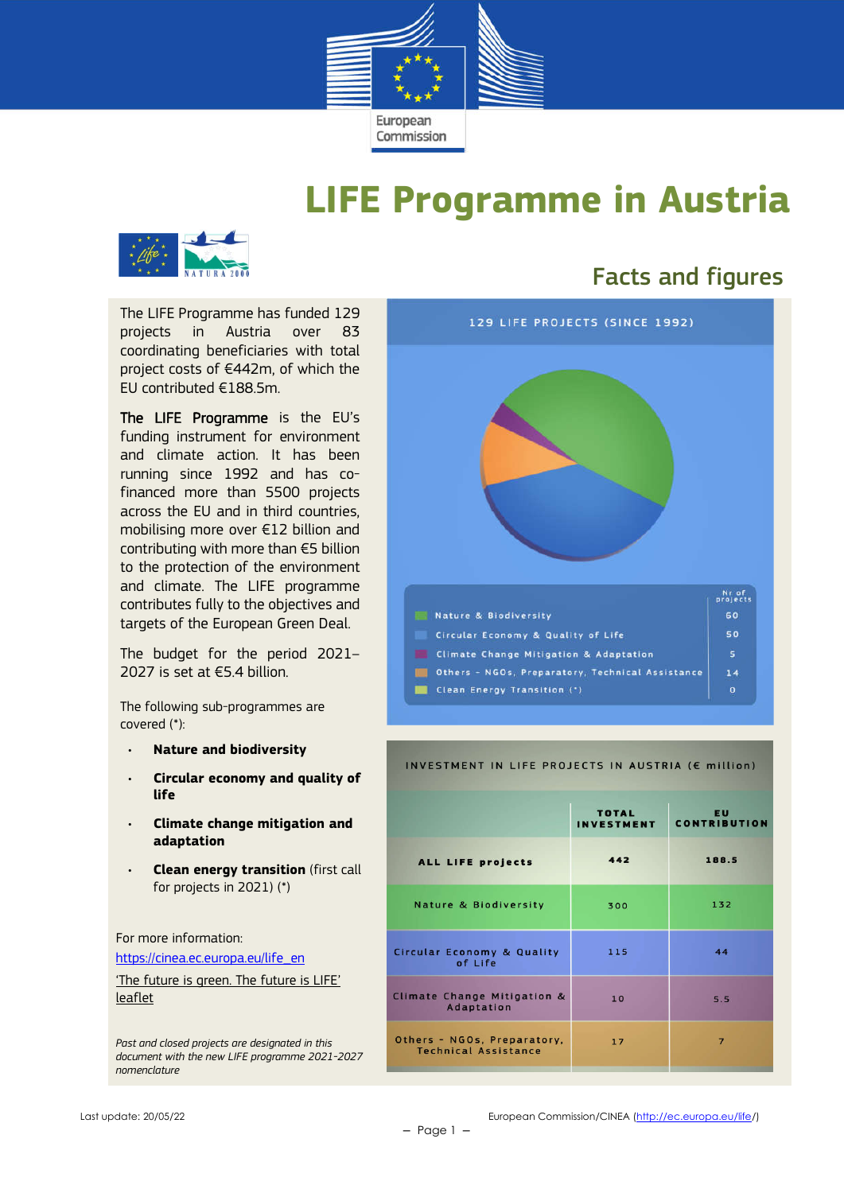European Commission

# LIFE Programme in Austria

## Facts and figures

The LIFE Programme has funded 129 projects in Austria over 83 coordinating beneficiaries with total project costs of €442m, of which the EU contributed €188.5m.

**The LIFE Programme** is the EU's funding instrument for environment and climate action. It has been running since 1992 and has co-financed more than 5500 projects across the EU and in third countries, mobilising more over €12 billion and contributing with more than €5 billion to the protection of the environment and climate. The LIFE programme contributes fully to the objectives and targets of the European Green Deal.

The budget for the period 2021–2027 is set at €5.4 billion.

The following sub-programmes are covered (*):

- **Nature and biodiversity**
- **Circular economy and quality of life**
- **Climate change mitigation and adaptation**
- **Clean energy transition** (first call for projects in 2021) (*)

For more information:

[https://cinea.ec.europa.eu/life_en](https://cinea.ec.europa.eu/life_en)

['The future is green. The future is LIFE' leaflet]()

*Past and closed projects are designated in this document with the new LIFE programme 2021-2027 nomenclature*

### 129 LIFE PROJECTS (SINCE 1992)

| | Nr of projects |
|---|---|
| Nature & Biodiversity | 60 |
| Circular Economy & Quality of Life | 50 |
| Climate Change Mitigation & Adaptation | 5 |
| Others - NGOs, Preparatory, Technical Assistance | 14 |
| Clean Energy Transition (*) | 0 |

### INVESTMENT IN LIFE PROJECTS IN AUSTRIA (€ million)

| | TOTAL INVESTMENT | EU CONTRIBUTION |
|---|---|---|
| ALL LIFE projects | 442 | 188.5 |
| Nature & Biodiversity | 300 | 132 |
| Circular Economy & Quality of Life | 115 | 44 |
| Climate Change Mitigation & Adaptation | 10 | 5.5 |
| Others - NGOs, Preparatory, Technical Assistance | 17 | 7 |

Last update: 20/05/22

European Commission/CINEA ([http://ec.europa.eu/life/](http://ec.europa.eu/life/))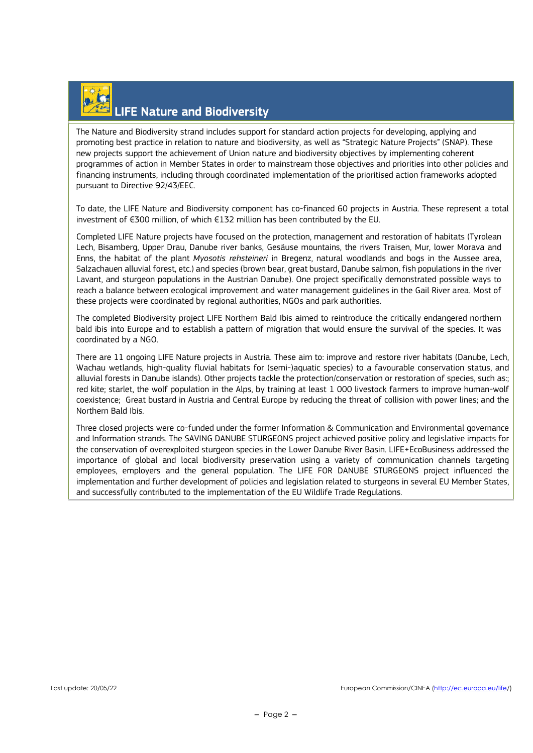## LIFE Nature and Biodiversity

The Nature and Biodiversity strand includes support for standard action projects for developing, applying and promoting best practice in relation to nature and biodiversity, as well as "Strategic Nature Projects" (SNAP). These new projects support the achievement of Union nature and biodiversity objectives by implementing coherent programmes of action in Member States in order to mainstream those objectives and priorities into other policies and financing instruments, including through coordinated implementation of the prioritised action frameworks adopted pursuant to Directive 92/43/EEC.

To date, the LIFE Nature and Biodiversity component has co-financed 60 projects in Austria. These represent a total investment of €300 million, of which €132 million has been contributed by the EU.

Completed LIFE Nature projects have focused on the protection, management and restoration of habitats (Tyrolean Lech, Bisamberg, Upper Drau, Danube river banks, Gesäuse mountains, the rivers Traisen, Mur, lower Morava and Enns, the habitat of the plant *Myosotis rehsteineri* in Bregenz, natural woodlands and bogs in the Aussee area, Salzachauen alluvial forest, etc.) and species (brown bear, great bustard, Danube salmon, fish populations in the river Lavant, and sturgeon populations in the Austrian Danube). One project specifically demonstrated possible ways to reach a balance between ecological improvement and water management guidelines in the Gail River area. Most of these projects were coordinated by regional authorities, NGOs and park authorities.

The completed Biodiversity project LIFE Northern Bald Ibis aimed to reintroduce the critically endangered northern bald ibis into Europe and to establish a pattern of migration that would ensure the survival of the species. It was coordinated by a NGO.

There are 11 ongoing LIFE Nature projects in Austria. These aim to: improve and restore river habitats (Danube, Lech, Wachau wetlands, high-quality fluvial habitats for (semi-)aquatic species) to a favourable conservation status, and alluvial forests in Danube islands). Other projects tackle the protection/conservation or restoration of species, such as:; red kite; starlet, the wolf population in the Alps, by training at least 1 000 livestock farmers to improve human-wolf coexistence; Great bustard in Austria and Central Europe by reducing the threat of collision with power lines; and the Northern Bald Ibis.

Three closed projects were co-funded under the former Information & Communication and Environmental governance and Information strands. The SAVING DANUBE STURGEONS project achieved positive policy and legislative impacts for the conservation of overexploited sturgeon species in the Lower Danube River Basin. LIFE+EcoBusiness addressed the importance of global and local biodiversity preservation using a variety of communication channels targeting employees, employers and the general population. The LIFE FOR DANUBE STURGEONS project influenced the implementation and further development of policies and legislation related to sturgeons in several EU Member States, and successfully contributed to the implementation of the EU Wildlife Trade Regulations.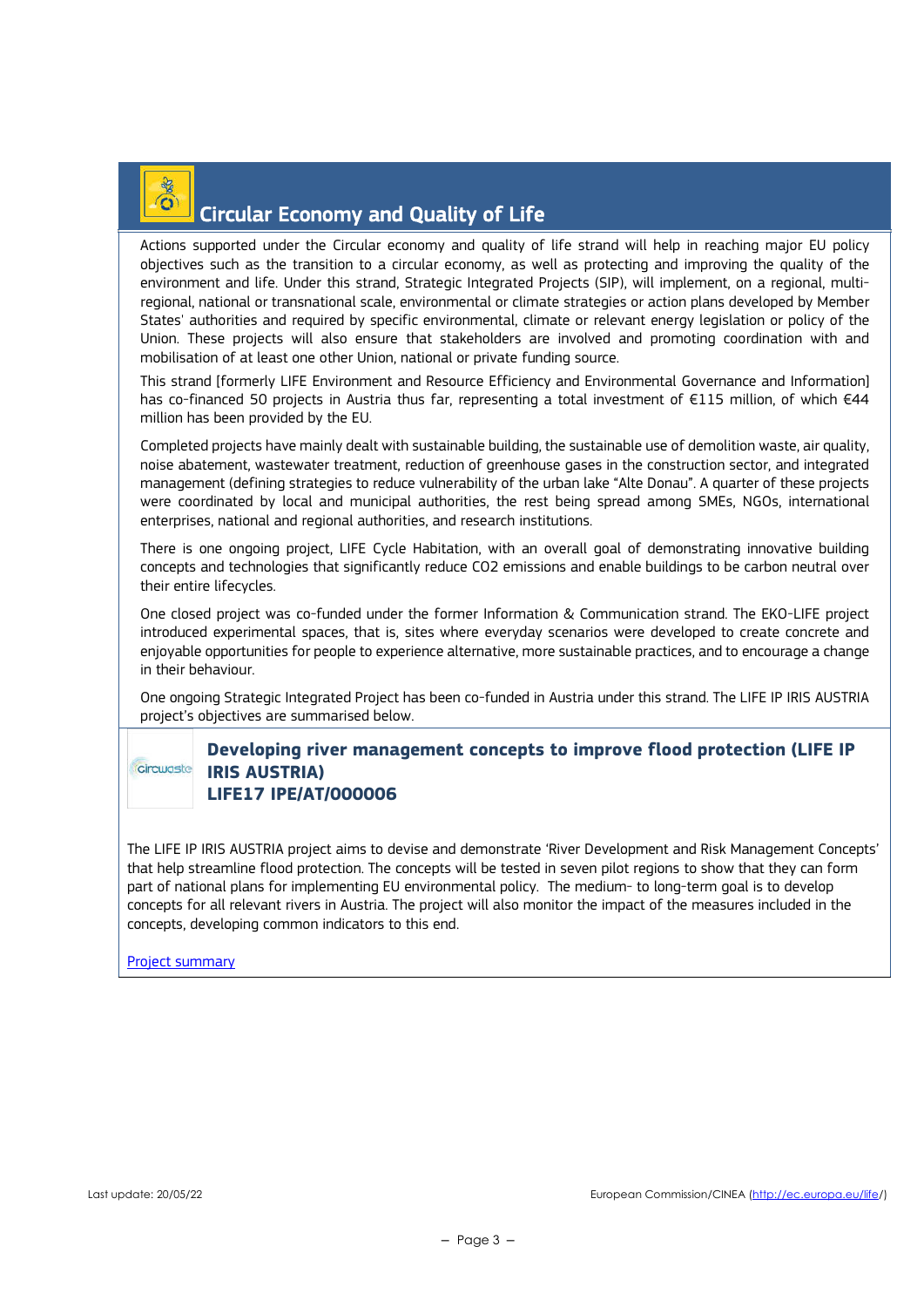## Circular Economy and Quality of Life

Actions supported under the Circular economy and quality of life strand will help in reaching major EU policy objectives such as the transition to a circular economy, as well as protecting and improving the quality of the environment and life. Under this strand, Strategic Integrated Projects (SIP), will implement, on a regional, multi-regional, national or transnational scale, environmental or climate strategies or action plans developed by Member States' authorities and required by specific environmental, climate or relevant energy legislation or policy of the Union. These projects will also ensure that stakeholders are involved and promoting coordination with and mobilisation of at least one other Union, national or private funding source.

This strand [formerly LIFE Environment and Resource Efficiency and Environmental Governance and Information] has co-financed 50 projects in Austria thus far, representing a total investment of €115 million, of which €44 million has been provided by the EU.

Completed projects have mainly dealt with sustainable building, the sustainable use of demolition waste, air quality, noise abatement, wastewater treatment, reduction of greenhouse gases in the construction sector, and integrated management (defining strategies to reduce vulnerability of the urban lake "Alte Donau". A quarter of these projects were coordinated by local and municipal authorities, the rest being spread among SMEs, NGOs, international enterprises, national and regional authorities, and research institutions.

There is one ongoing project, LIFE Cycle Habitation, with an overall goal of demonstrating innovative building concepts and technologies that significantly reduce CO2 emissions and enable buildings to be carbon neutral over their entire lifecycles.

One closed project was co-funded under the former Information & Communication strand. The EKO-LIFE project introduced experimental spaces, that is, sites where everyday scenarios were developed to create concrete and enjoyable opportunities for people to experience alternative, more sustainable practices, and to encourage a change in their behaviour.

One ongoing Strategic Integrated Project has been co-funded in Austria under this strand. The LIFE IP IRIS AUSTRIA project's objectives are summarised below.

### Developing river management concepts to improve flood protection (LIFE IP IRIS AUSTRIA) LIFE17 IPE/AT/000006

The LIFE IP IRIS AUSTRIA project aims to devise and demonstrate 'River Development and Risk Management Concepts' that help streamline flood protection. The concepts will be tested in seven pilot regions to show that they can form part of national plans for implementing EU environmental policy. The medium- to long-term goal is to develop concepts for all relevant rivers in Austria. The project will also monitor the impact of the measures included in the concepts, developing common indicators to this end.

[Project summary]

Last update: 20/05/22 European Commission/CINEA (http://ec.europa.eu/life/)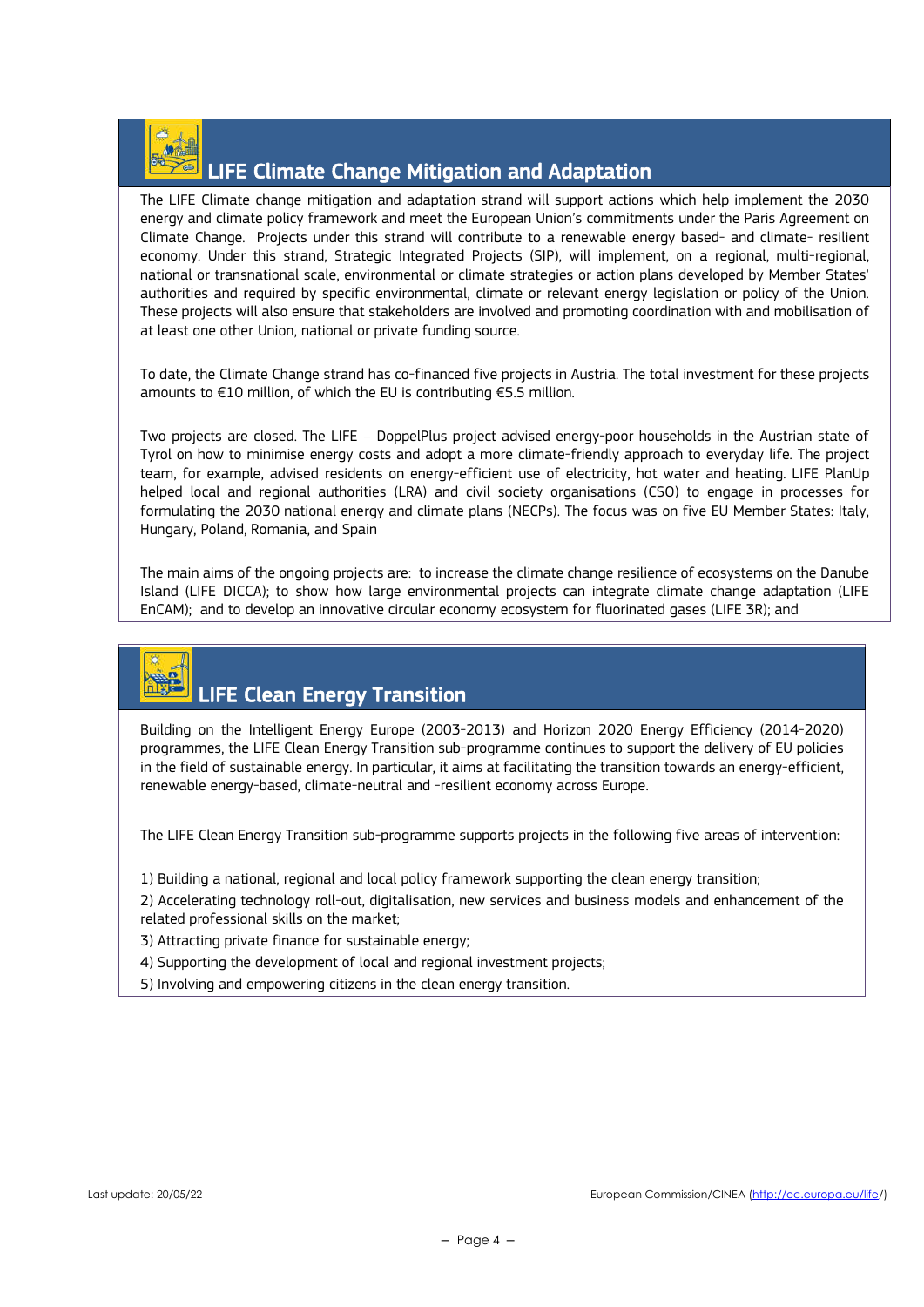## LIFE Climate Change Mitigation and Adaptation

The LIFE Climate change mitigation and adaptation strand will support actions which help implement the 2030 energy and climate policy framework and meet the European Union's commitments under the Paris Agreement on Climate Change. Projects under this strand will contribute to a renewable energy based- and climate- resilient economy. Under this strand, Strategic Integrated Projects (SIP), will implement, on a regional, multi-regional, national or transnational scale, environmental or climate strategies or action plans developed by Member States' authorities and required by specific environmental, climate or relevant energy legislation or policy of the Union. These projects will also ensure that stakeholders are involved and promoting coordination with and mobilisation of at least one other Union, national or private funding source.

To date, the Climate Change strand has co-financed five projects in Austria. The total investment for these projects amounts to €10 million, of which the EU is contributing €5.5 million.

Two projects are closed. The LIFE – DoppelPlus project advised energy-poor households in the Austrian state of Tyrol on how to minimise energy costs and adopt a more climate-friendly approach to everyday life. The project team, for example, advised residents on energy-efficient use of electricity, hot water and heating. LIFE PlanUp helped local and regional authorities (LRA) and civil society organisations (CSO) to engage in processes for formulating the 2030 national energy and climate plans (NECPs). The focus was on five EU Member States: Italy, Hungary, Poland, Romania, and Spain

The main aims of the ongoing projects are: to increase the climate change resilience of ecosystems on the Danube Island (LIFE DICCA); to show how large environmental projects can integrate climate change adaptation (LIFE EnCAM); and to develop an innovative circular economy ecosystem for fluorinated gases (LIFE 3R); and

## LIFE Clean Energy Transition

Building on the Intelligent Energy Europe (2003-2013) and Horizon 2020 Energy Efficiency (2014-2020) programmes, the LIFE Clean Energy Transition sub-programme continues to support the delivery of EU policies in the field of sustainable energy. In particular, it aims at facilitating the transition towards an energy-efficient, renewable energy-based, climate-neutral and -resilient economy across Europe.

The LIFE Clean Energy Transition sub-programme supports projects in the following five areas of intervention:

1) Building a national, regional and local policy framework supporting the clean energy transition;
2) Accelerating technology roll-out, digitalisation, new services and business models and enhancement of the related professional skills on the market;
3) Attracting private finance for sustainable energy;
4) Supporting the development of local and regional investment projects;
5) Involving and empowering citizens in the clean energy transition.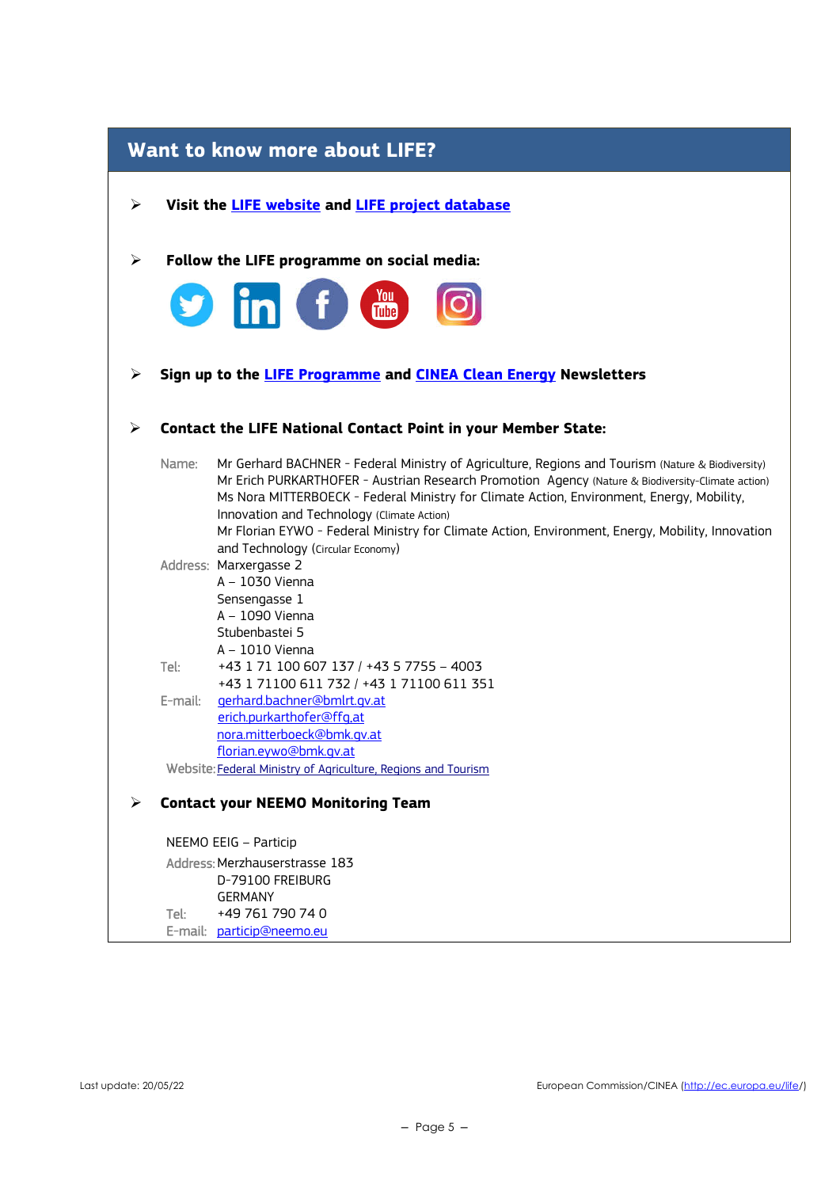## Want to know more about LIFE?

- **Visit the LIFE website and LIFE project database**

- **Follow the LIFE programme on social media:**

- **Sign up to the LIFE Programme and CINEA Clean Energy Newsletters**

- **Contact the LIFE National Contact Point in your Member State:**

Name: Mr Gerhard BACHNER - Federal Ministry of Agriculture, Regions and Tourism (Nature & Biodiversity)
Mr Erich PURKARTHOFER - Austrian Research Promotion Agency (Nature & Biodiversity-Climate action)
Ms Nora MITTERBOECK - Federal Ministry for Climate Action, Environment, Energy, Mobility, Innovation and Technology (Climate Action)
Mr Florian EYWO - Federal Ministry for Climate Action, Environment, Energy, Mobility, Innovation and Technology (Circular Economy)

Address: Marxergasse 2
A – 1030 Vienna
Sensengasse 1
A – 1090 Vienna
Stubenbastei 5
A – 1010 Vienna

Tel: +43 1 71 100 607 137 / +43 5 7755 – 4003
+43 1 71100 611 732 / +43 1 71100 611 351

E-mail: gerhard.bachner@bmlrt.gv.at
erich.purkarthofer@ffg.at
nora.mitterboeck@bmk.gv.at
florian.eywo@bmk.gv.at

Website: Federal Ministry of Agriculture, Regions and Tourism

- **Contact your NEEMO Monitoring Team**

NEEMO EEIG – Particip

Address: Merzhauserstrasse 183
D-79100 FREIBURG
GERMANY

Tel: +49 761 790 74 0

E-mail: particip@neemo.eu

Last update: 20/05/22

European Commission/CINEA (http://ec.europa.eu/life/)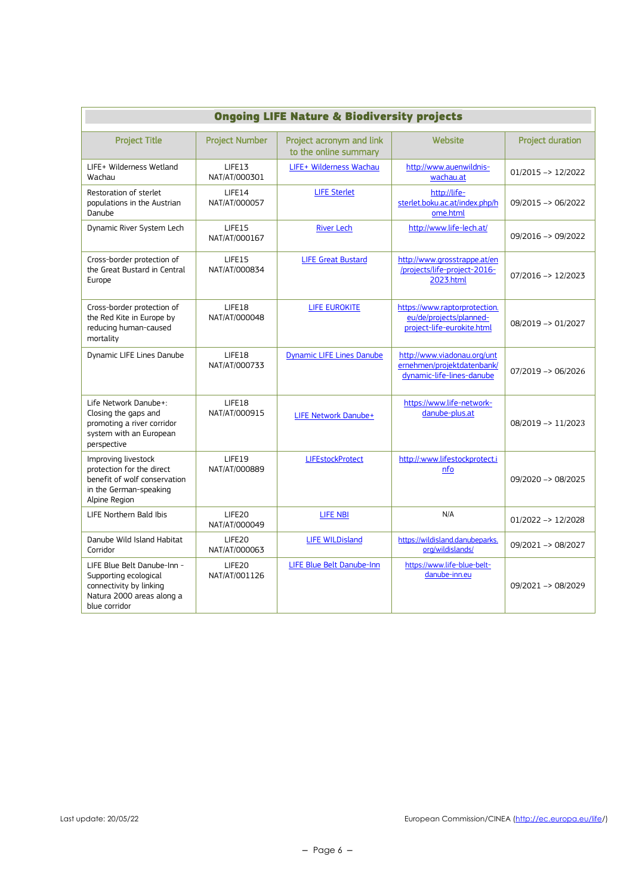| Ongoing LIFE Nature & Biodiversity projects | | | | |
|---|---|---|---|---|
| Project Title | Project Number | Project acronym and link to the online summary | Website | Project duration |
| LIFE+ Wilderness Wetland Wachau | LIFE13 NAT/AT/000301 | LIFE+ Wilderness Wachau | http://www.auenwildnis-wachau.at | 01/2015 –> 12/2022 |
| Restoration of sterlet populations in the Austrian Danube | LIFE14 NAT/AT/000057 | LIFE Sterlet | http://life-sterlet.boku.ac.at/index.php/home.html | 09/2015 –> 06/2022 |
| Dynamic River System Lech | LIFE15 NAT/AT/000167 | River Lech | http://www.life-lech.at/ | 09/2016 –> 09/2022 |
| Cross-border protection of the Great Bustard in Central Europe | LIFE15 NAT/AT/000834 | LIFE Great Bustard | http://www.grosstrappe.at/en/projects/life-project-2016-2023.html | 07/2016 –> 12/2023 |
| Cross-border protection of the Red Kite in Europe by reducing human-caused mortality | LIFE18 NAT/AT/000048 | LIFE EUROKITE | https://www.raptorprotection.eu/de/projects/planned-project-life-eurokite.html | 08/2019 –> 01/2027 |
| Dynamic LIFE Lines Danube | LIFE18 NAT/AT/000733 | Dynamic LIFE Lines Danube | http://www.viadonau.org/unternehmen/projektdatenbank/dynamic-life-lines-danube | 07/2019 –> 06/2026 |
| Life Network Danube+: Closing the gaps and promoting a river corridor system with an European perspective | LIFE18 NAT/AT/000915 | LIFE Network Danube+ | https://www.life-network-danube-plus.at | 08/2019 –> 11/2023 |
| Improving livestock protection for the direct benefit of wolf conservation in the German-speaking Alpine Region | LIFE19 NAT/AT/000889 | LIFEstockProtect | http://:www.lifestockprotect.info | 09/2020 –> 08/2025 |
| LIFE Northern Bald Ibis | LIFE20 NAT/AT/000049 | LIFE NBI | N/A | 01/2022 –> 12/2028 |
| Danube Wild Island Habitat Corridor | LIFE20 NAT/AT/000063 | LIFE WILDisland | https://wildisland.danubeparks.org/wildislands/ | 09/2021 –> 08/2027 |
| LIFE Blue Belt Danube-Inn - Supporting ecological connectivity by linking Natura 2000 areas along a blue corridor | LIFE20 NAT/AT/001126 | LIFE Blue Belt Danube-Inn | https://www.life-blue-belt-danube-inn.eu | 09/2021 –> 08/2029 |

Last update: 20/05/22

European Commission/CINEA (http://ec.europa.eu/life/)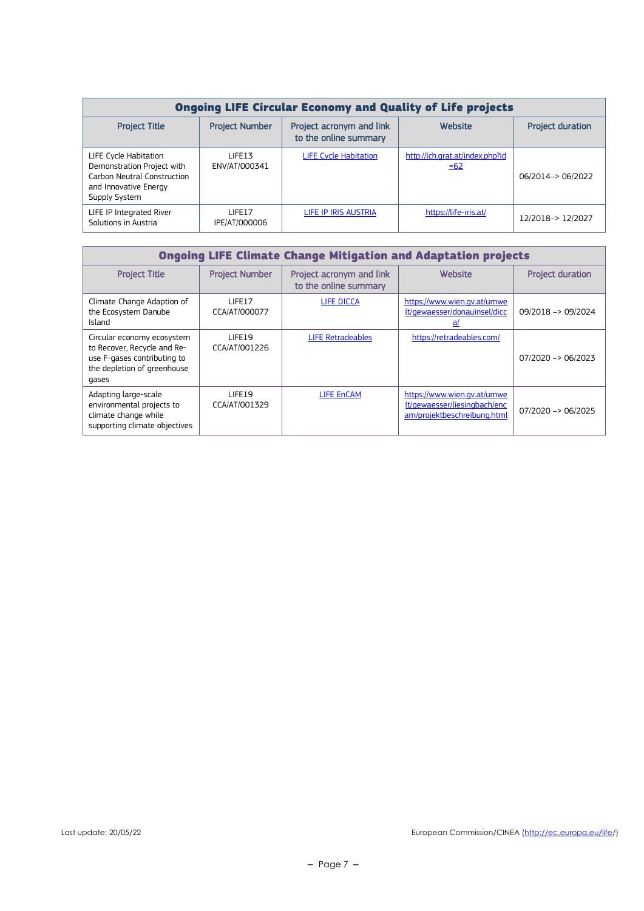| Ongoing LIFE Circular Economy and Quality of Life projects | | | | |
|---|---|---|---|---|
| Project Title | Project Number | Project acronym and link to the online summary | Website | Project duration |
| LIFE Cycle Habitation Demonstration Project with Carbon Neutral Construction and Innovative Energy Supply System | LIFE13 ENV/AT/000341 | LIFE Cycle Habitation | http://lch.grat.at/index.php?id=62 | 06/2014–> 06/2022 |
| LIFE IP Integrated River Solutions in Austria | LIFE17 IPE/AT/000006 | LIFE IP IRIS AUSTRIA | https://life-iris.at/ | 12/2018–> 12/2027 |

| Ongoing LIFE Climate Change Mitigation and Adaptation projects | | | | |
|---|---|---|---|---|
| Project Title | Project Number | Project acronym and link to the online summary | Website | Project duration |
| Climate Change Adaption of the Ecosystem Danube Island | LIFE17 CCA/AT/000077 | LIFE DICCA | https://www.wien.gv.at/umwelt/gewaesser/donauinsel/dicca/ | 09/2018 –> 09/2024 |
| Circular economy ecosystem to Recover, Recycle and Re-use F-gases contributing to the depletion of greenhouse gases | LIFE19 CCA/AT/001226 | LIFE Retradeables | https://retradeables.com/ | 07/2020 –> 06/2023 |
| Adapting large-scale environmental projects to climate change while supporting climate objectives | LIFE19 CCA/AT/001329 | LIFE EnCAM | https://www.wien.gv.at/umwelt/gewaesser/liesingbach/encam/projektbeschreibung.html | 07/2020 –> 06/2025 |

Last update: 20/05/22

European Commission/CINEA (http://ec.europa.eu/life/)